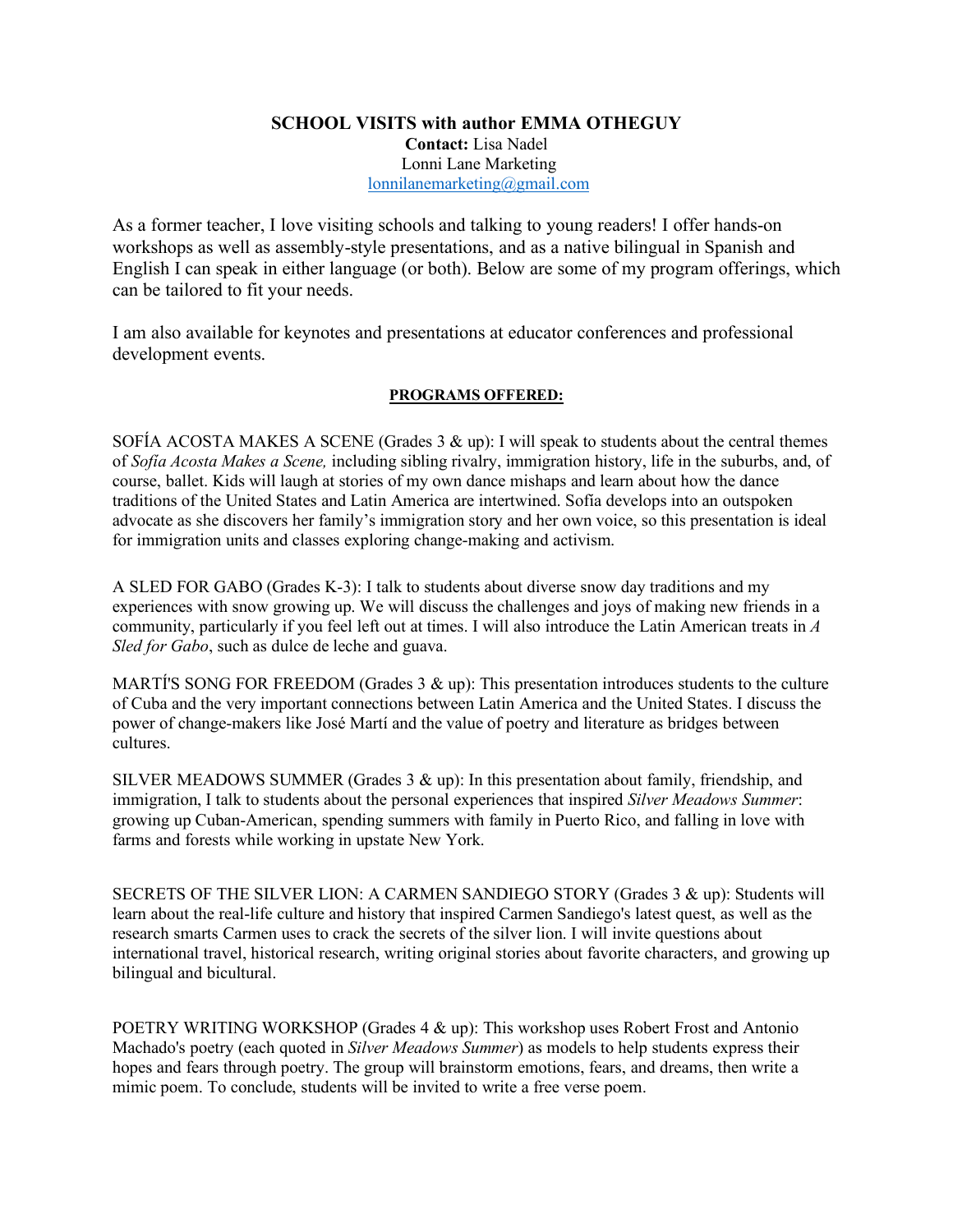**SCHOOL VISITS with author EMMA OTHEGUY**

**Contact:** Lisa Nadel
Lonni Lane Marketing
lonnilanemarketing@gmail.com

As a former teacher, I love visiting schools and talking to young readers! I offer hands-on workshops as well as assembly-style presentations, and as a native bilingual in Spanish and English I can speak in either language (or both). Below are some of my program offerings, which can be tailored to fit your needs.

I am also available for keynotes and presentations at educator conferences and professional development events.

**PROGRAMS OFFERED:**

SOFÍA ACOSTA MAKES A SCENE (Grades 3 & up): I will speak to students about the central themes of *Sofía Acosta Makes a Scene,* including sibling rivalry, immigration history, life in the suburbs, and, of course, ballet. Kids will laugh at stories of my own dance mishaps and learn about how the dance traditions of the United States and Latin America are intertwined. Sofía develops into an outspoken advocate as she discovers her family's immigration story and her own voice, so this presentation is ideal for immigration units and classes exploring change-making and activism.

A SLED FOR GABO (Grades K-3): I talk to students about diverse snow day traditions and my experiences with snow growing up. We will discuss the challenges and joys of making new friends in a community, particularly if you feel left out at times. I will also introduce the Latin American treats in *A Sled for Gabo*, such as dulce de leche and guava.

MARTÍ'S SONG FOR FREEDOM (Grades 3 & up): This presentation introduces students to the culture of Cuba and the very important connections between Latin America and the United States. I discuss the power of change-makers like José Martí and the value of poetry and literature as bridges between cultures.

SILVER MEADOWS SUMMER (Grades 3 & up): In this presentation about family, friendship, and immigration, I talk to students about the personal experiences that inspired *Silver Meadows Summer*: growing up Cuban-American, spending summers with family in Puerto Rico, and falling in love with farms and forests while working in upstate New York.

SECRETS OF THE SILVER LION: A CARMEN SANDIEGO STORY (Grades 3 & up): Students will learn about the real-life culture and history that inspired Carmen Sandiego's latest quest, as well as the research smarts Carmen uses to crack the secrets of the silver lion. I will invite questions about international travel, historical research, writing original stories about favorite characters, and growing up bilingual and bicultural.

POETRY WRITING WORKSHOP (Grades 4 & up): This workshop uses Robert Frost and Antonio Machado's poetry (each quoted in *Silver Meadows Summer*) as models to help students express their hopes and fears through poetry. The group will brainstorm emotions, fears, and dreams, then write a mimic poem. To conclude, students will be invited to write a free verse poem.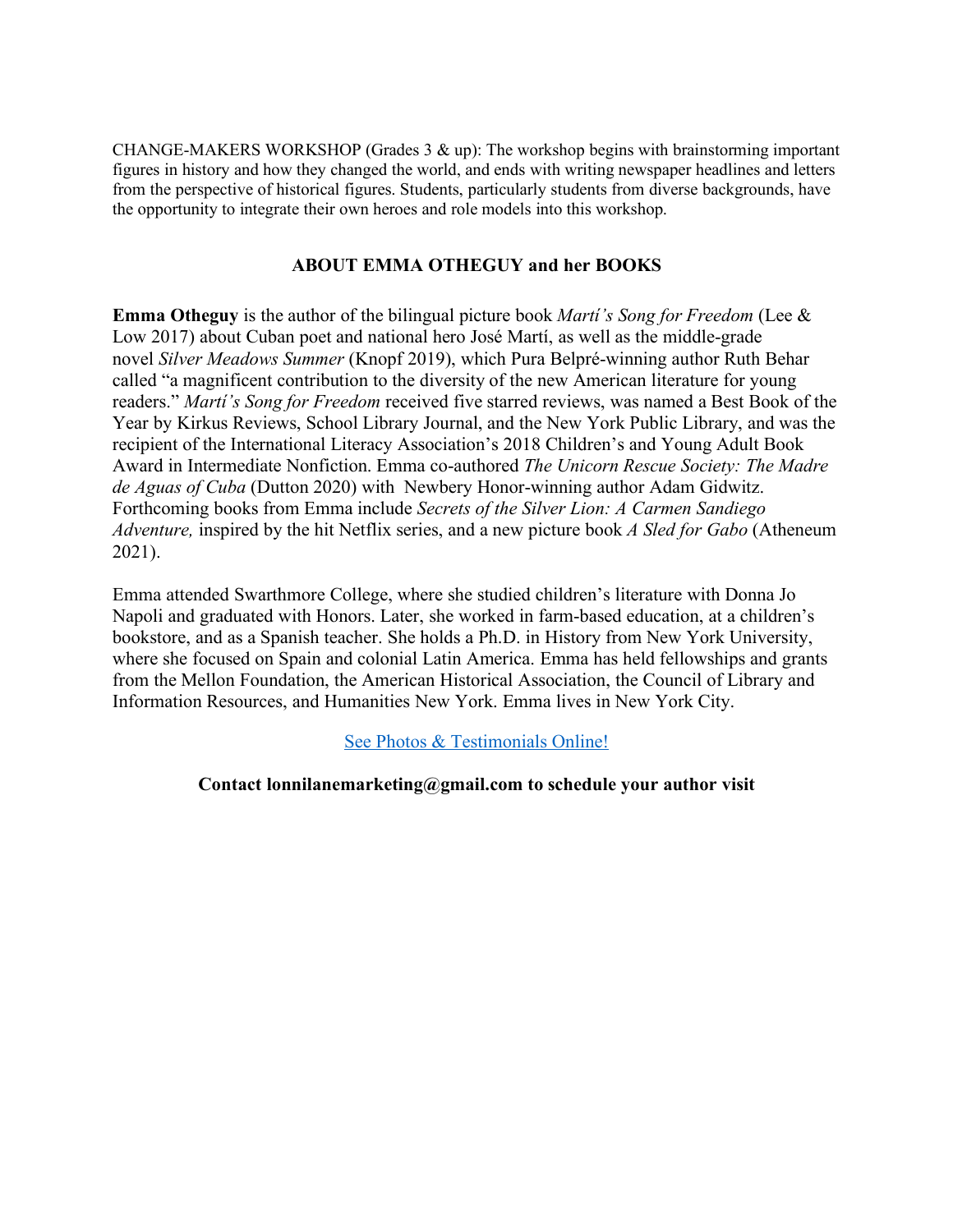CHANGE-MAKERS WORKSHOP (Grades 3 & up): The workshop begins with brainstorming important figures in history and how they changed the world, and ends with writing newspaper headlines and letters from the perspective of historical figures. Students, particularly students from diverse backgrounds, have the opportunity to integrate their own heroes and role models into this workshop.

## ABOUT EMMA OTHEGUY and her BOOKS

**Emma Otheguy** is the author of the bilingual picture book *Martí's Song for Freedom* (Lee & Low 2017) about Cuban poet and national hero José Martí, as well as the middle-grade novel *Silver Meadows Summer* (Knopf 2019), which Pura Belpré-winning author Ruth Behar called "a magnificent contribution to the diversity of the new American literature for young readers." *Martí's Song for Freedom* received five starred reviews, was named a Best Book of the Year by Kirkus Reviews, School Library Journal, and the New York Public Library, and was the recipient of the International Literacy Association's 2018 Children's and Young Adult Book Award in Intermediate Nonfiction. Emma co-authored *The Unicorn Rescue Society: The Madre de Aguas of Cuba* (Dutton 2020) with Newbery Honor-winning author Adam Gidwitz. Forthcoming books from Emma include *Secrets of the Silver Lion: A Carmen Sandiego Adventure,* inspired by the hit Netflix series, and a new picture book *A Sled for Gabo* (Atheneum 2021).

Emma attended Swarthmore College, where she studied children's literature with Donna Jo Napoli and graduated with Honors. Later, she worked in farm-based education, at a children's bookstore, and as a Spanish teacher. She holds a Ph.D. in History from New York University, where she focused on Spain and colonial Latin America. Emma has held fellowships and grants from the Mellon Foundation, the American Historical Association, the Council of Library and Information Resources, and Humanities New York. Emma lives in New York City.

See Photos & Testimonials Online!

**Contact lonnilanemarketing@gmail.com to schedule your author visit**